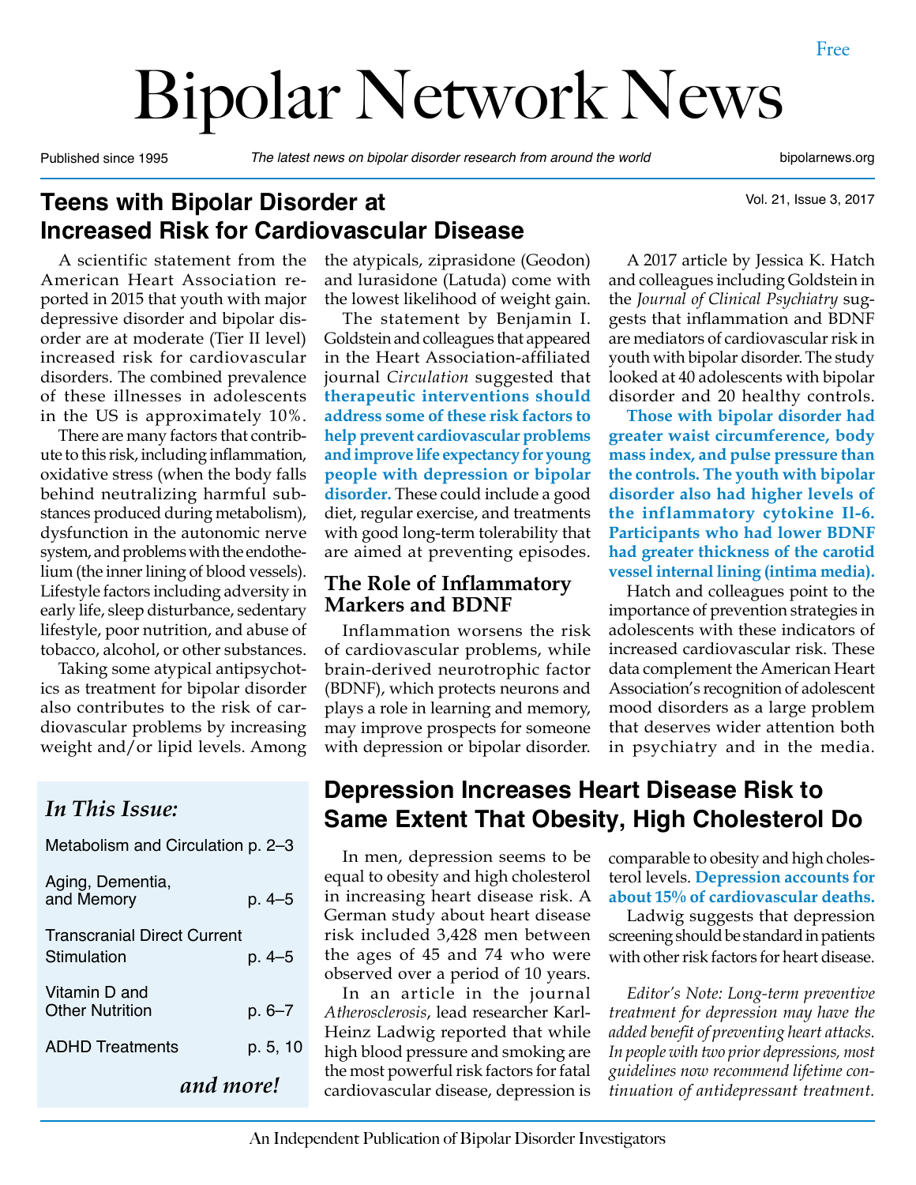Free

# Bipolar Network News

Published since 1995 *The latest news on bipolar disorder research from around the world* bipolarnews.org

Vol. 21, Issue 3, 2017

## Teens with Bipolar Disorder at Increased Risk for Cardiovascular Disease

A scientific statement from the American Heart Association reported in 2015 that youth with major depressive disorder and bipolar disorder are at moderate (Tier II level) increased risk for cardiovascular disorders. The combined prevalence of these illnesses in adolescents in the US is approximately 10%.

There are many factors that contribute to this risk, including inflammation, oxidative stress (when the body falls behind neutralizing harmful substances produced during metabolism), dysfunction in the autonomic nerve system, and problems with the endothelium (the inner lining of blood vessels). Lifestyle factors including adversity in early life, sleep disturbance, sedentary lifestyle, poor nutrition, and abuse of tobacco, alcohol, or other substances.

Taking some atypical antipsychotics as treatment for bipolar disorder also contributes to the risk of cardiovascular problems by increasing weight and/or lipid levels. Among the atypicals, ziprasidone (Geodon) and lurasidone (Latuda) come with the lowest likelihood of weight gain.

The statement by Benjamin I. Goldstein and colleagues that appeared in the Heart Association-affiliated journal *Circulation* suggested that **therapeutic interventions should address some of these risk factors to help prevent cardiovascular problems and improve life expectancy for young people with depression or bipolar disorder.** These could include a good diet, regular exercise, and treatments with good long-term tolerability that are aimed at preventing episodes.

### The Role of Inflammatory Markers and BDNF

Inflammation worsens the risk of cardiovascular problems, while brain-derived neurotrophic factor (BDNF), which protects neurons and plays a role in learning and memory, may improve prospects for someone with depression or bipolar disorder.

A 2017 article by Jessica K. Hatch and colleagues including Goldstein in the *Journal of Clinical Psychiatry* suggests that inflammation and BDNF are mediators of cardiovascular risk in youth with bipolar disorder. The study looked at 40 adolescents with bipolar disorder and 20 healthy controls. **Those with bipolar disorder had greater waist circumference, body mass index, and pulse pressure than the controls. The youth with bipolar disorder also had higher levels of the inflammatory cytokine Il-6. Participants who had lower BDNF had greater thickness of the carotid vessel internal lining (intima media).**

Hatch and colleagues point to the importance of prevention strategies in adolescents with these indicators of increased cardiovascular risk. These data complement the American Heart Association's recognition of adolescent mood disorders as a large problem that deserves wider attention both in psychiatry and in the media.

## Depression Increases Heart Disease Risk to Same Extent That Obesity, High Cholesterol Do

In men, depression seems to be equal to obesity and high cholesterol in increasing heart disease risk. A German study about heart disease risk included 3,428 men between the ages of 45 and 74 who were observed over a period of 10 years.

In an article in the journal *Atherosclerosis*, lead researcher Karl-Heinz Ladwig reported that while high blood pressure and smoking are the most powerful risk factors for fatal cardiovascular disease, depression is comparable to obesity and high cholesterol levels. **Depression accounts for about 15% of cardiovascular deaths.**

Ladwig suggests that depression screening should be standard in patients with other risk factors for heart disease.

*Editor's Note: Long-term preventive treatment for depression may have the added benefit of preventing heart attacks. In people with two prior depressions, most guidelines now recommend lifetime continuation of antidepressant treatment.*

### *In This Issue:*

- Metabolism and Circulation p. 2–3
- Aging, Dementia, and Memory p. 4–5
- Transcranial Direct Current Stimulation p. 4–5
- Vitamin D and Other Nutrition p. 6–7
- ADHD Treatments p. 5, 10

***and more!***

An Independent Publication of Bipolar Disorder Investigators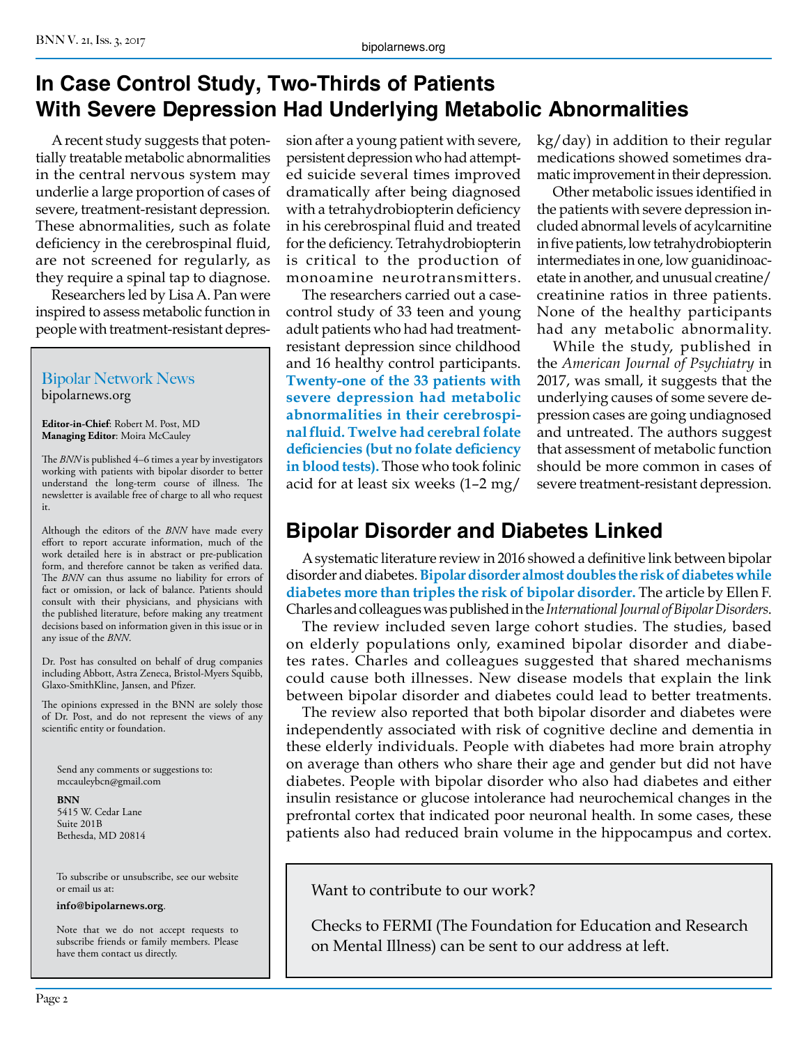# In Case Control Study, Two-Thirds of Patients With Severe Depression Had Underlying Metabolic Abnormalities

A recent study suggests that potentially treatable metabolic abnormalities in the central nervous system may underlie a large proportion of cases of severe, treatment-resistant depression. These abnormalities, such as folate deficiency in the cerebrospinal fluid, are not screened for regularly, as they require a spinal tap to diagnose.

Researchers led by Lisa A. Pan were inspired to assess metabolic function in people with treatment-resistant depression after a young patient with severe, persistent depression who had attempted suicide several times improved dramatically after being diagnosed with a tetrahydrobiopterin deficiency in his cerebrospinal fluid and treated for the deficiency. Tetrahydrobiopterin is critical to the production of monoamine neurotransmitters.

The researchers carried out a case-control study of 33 teen and young adult patients who had had treatment-resistant depression since childhood and 16 healthy control participants. **Twenty-one of the 33 patients with severe depression had metabolic abnormalities in their cerebrospinal fluid. Twelve had cerebral folate deficiencies (but no folate deficiency in blood tests).** Those who took folinic acid for at least six weeks (1–2 mg/kg/day) in addition to their regular medications showed sometimes dramatic improvement in their depression.

Other metabolic issues identified in the patients with severe depression included abnormal levels of acylcarnitine in five patients, low tetrahydrobiopterin intermediates in one, low guanidinoacetate in another, and unusual creatine/creatinine ratios in three patients. None of the healthy participants had any metabolic abnormality.

While the study, published in the *American Journal of Psychiatry* in 2017, was small, it suggests that the underlying causes of some severe depression cases are going undiagnosed and untreated. The authors suggest that assessment of metabolic function should be more common in cases of severe treatment-resistant depression.

# Bipolar Disorder and Diabetes Linked

A systematic literature review in 2016 showed a definitive link between bipolar disorder and diabetes. **Bipolar disorder almost doubles the risk of diabetes while diabetes more than triples the risk of bipolar disorder.** The article by Ellen F. Charles and colleagues was published in the *International Journal of Bipolar Disorders*.

The review included seven large cohort studies. The studies, based on elderly populations only, examined bipolar disorder and diabetes rates. Charles and colleagues suggested that shared mechanisms could cause both illnesses. New disease models that explain the link between bipolar disorder and diabetes could lead to better treatments.

The review also reported that both bipolar disorder and diabetes were independently associated with risk of cognitive decline and dementia in these elderly individuals. People with diabetes had more brain atrophy on average than others who share their age and gender but did not have diabetes. People with bipolar disorder who also had diabetes and either insulin resistance or glucose intolerance had neurochemical changes in the prefrontal cortex that indicated poor neuronal health. In some cases, these patients also had reduced brain volume in the hippocampus and cortex.

---

Want to contribute to our work?

Checks to FERMI (The Foundation for Education and Research on Mental Illness) can be sent to our address at left.

---

## Bipolar Network News

bipolarnews.org

**Editor-in-Chief**: Robert M. Post, MD
**Managing Editor**: Moira McCauley

The *BNN* is published 4–6 times a year by investigators working with patients with bipolar disorder to better understand the long-term course of illness. The newsletter is available free of charge to all who request it.

Although the editors of the *BNN* have made every effort to report accurate information, much of the work detailed here is in abstract or pre-publication form, and therefore cannot be taken as verified data. The *BNN* can thus assume no liability for errors of fact or omission, or lack of balance. Patients should consult with their physicians, and physicians with the published literature, before making any treatment decisions based on information given in this issue or in any issue of the *BNN*.

Dr. Post has consulted on behalf of drug companies including Abbott, Astra Zeneca, Bristol-Myers Squibb, Glaxo-SmithKline, Jansen, and Pfizer.

The opinions expressed in the BNN are solely those of Dr. Post, and do not represent the views of any scientific entity or foundation.

Send any comments or suggestions to:
mccauleybcn@gmail.com

**BNN**
5415 W. Cedar Lane
Suite 201B
Bethesda, MD 20814

To subscribe or unsubscribe, see our website or email us at:

**info@bipolarnews.org**.

Note that we do not accept requests to subscribe friends or family members. Please have them contact us directly.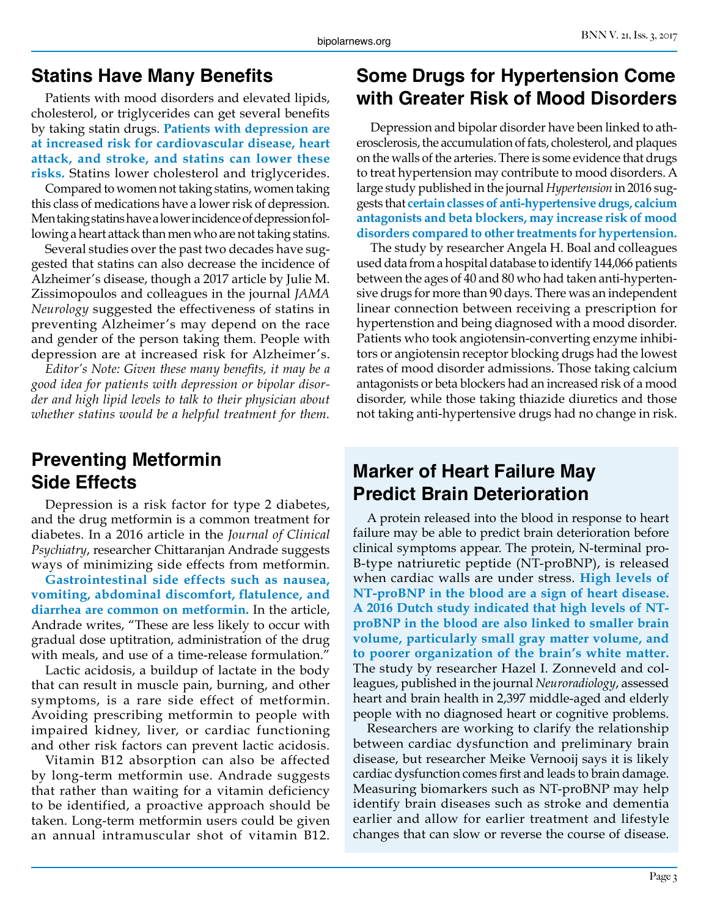## Statins Have Many Benefits

Patients with mood disorders and elevated lipids, cholesterol, or triglycerides can get several benefits by taking statin drugs. **Patients with depression are at increased risk for cardiovascular disease, heart attack, and stroke, and statins can lower these risks.** Statins lower cholesterol and triglycerides.

Compared to women not taking statins, women taking this class of medications have a lower risk of depression. Men taking statins have a lower incidence of depression following a heart attack than men who are not taking statins.

Several studies over the past two decades have suggested that statins can also decrease the incidence of Alzheimer's disease, though a 2017 article by Julie M. Zissimopoulos and colleagues in the journal *JAMA Neurology* suggested the effectiveness of statins in preventing Alzheimer's may depend on the race and gender of the person taking them. People with depression are at increased risk for Alzheimer's.

*Editor's Note: Given these many benefits, it may be a good idea for patients with depression or bipolar disorder and high lipid levels to talk to their physician about whether statins would be a helpful treatment for them.*

## Preventing Metformin Side Effects

Depression is a risk factor for type 2 diabetes, and the drug metformin is a common treatment for diabetes. In a 2016 article in the *Journal of Clinical Psychiatry*, researcher Chittaranjan Andrade suggests ways of minimizing side effects from metformin.

**Gastrointestinal side effects such as nausea, vomiting, abdominal discomfort, flatulence, and diarrhea are common on metformin.** In the article, Andrade writes, "These are less likely to occur with gradual dose uptitration, administration of the drug with meals, and use of a time-release formulation."

Lactic acidosis, a buildup of lactate in the body that can result in muscle pain, burning, and other symptoms, is a rare side effect of metformin. Avoiding prescribing metformin to people with impaired kidney, liver, or cardiac functioning and other risk factors can prevent lactic acidosis.

Vitamin B12 absorption can also be affected by long-term metformin use. Andrade suggests that rather than waiting for a vitamin deficiency to be identified, a proactive approach should be taken. Long-term metformin users could be given an annual intramuscular shot of vitamin B12.

## Some Drugs for Hypertension Come with Greater Risk of Mood Disorders

Depression and bipolar disorder have been linked to atherosclerosis, the accumulation of fats, cholesterol, and plaques on the walls of the arteries. There is some evidence that drugs to treat hypertension may contribute to mood disorders. A large study published in the journal *Hypertension* in 2016 suggests that **certain classes of anti-hypertensive drugs, calcium antagonists and beta blockers, may increase risk of mood disorders compared to other treatments for hypertension.**

The study by researcher Angela H. Boal and colleagues used data from a hospital database to identify 144,066 patients between the ages of 40 and 80 who had taken anti-hypertensive drugs for more than 90 days. There was an independent linear connection between receiving a prescription for hypertenstion and being diagnosed with a mood disorder. Patients who took angiotensin-converting enzyme inhibitors or angiotensin receptor blocking drugs had the lowest rates of mood disorder admissions. Those taking calcium antagonists or beta blockers had an increased risk of a mood disorder, while those taking thiazide diuretics and those not taking anti-hypertensive drugs had no change in risk.

## Marker of Heart Failure May Predict Brain Deterioration

A protein released into the blood in response to heart failure may be able to predict brain deterioration before clinical symptoms appear. The protein, N-terminal pro-B-type natriuretic peptide (NT-proBNP), is released when cardiac walls are under stress. **High levels of NT-proBNP in the blood are a sign of heart disease. A 2016 Dutch study indicated that high levels of NT-proBNP in the blood are also linked to smaller brain volume, particularly small gray matter volume, and to poorer organization of the brain's white matter.** The study by researcher Hazel I. Zonneveld and colleagues, published in the journal *Neuroradiology*, assessed heart and brain health in 2,397 middle-aged and elderly people with no diagnosed heart or cognitive problems.

Researchers are working to clarify the relationship between cardiac dysfunction and preliminary brain disease, but researcher Meike Vernooij says it is likely cardiac dysfunction comes first and leads to brain damage. Measuring biomarkers such as NT-proBNP may help identify brain diseases such as stroke and dementia earlier and allow for earlier treatment and lifestyle changes that can slow or reverse the course of disease.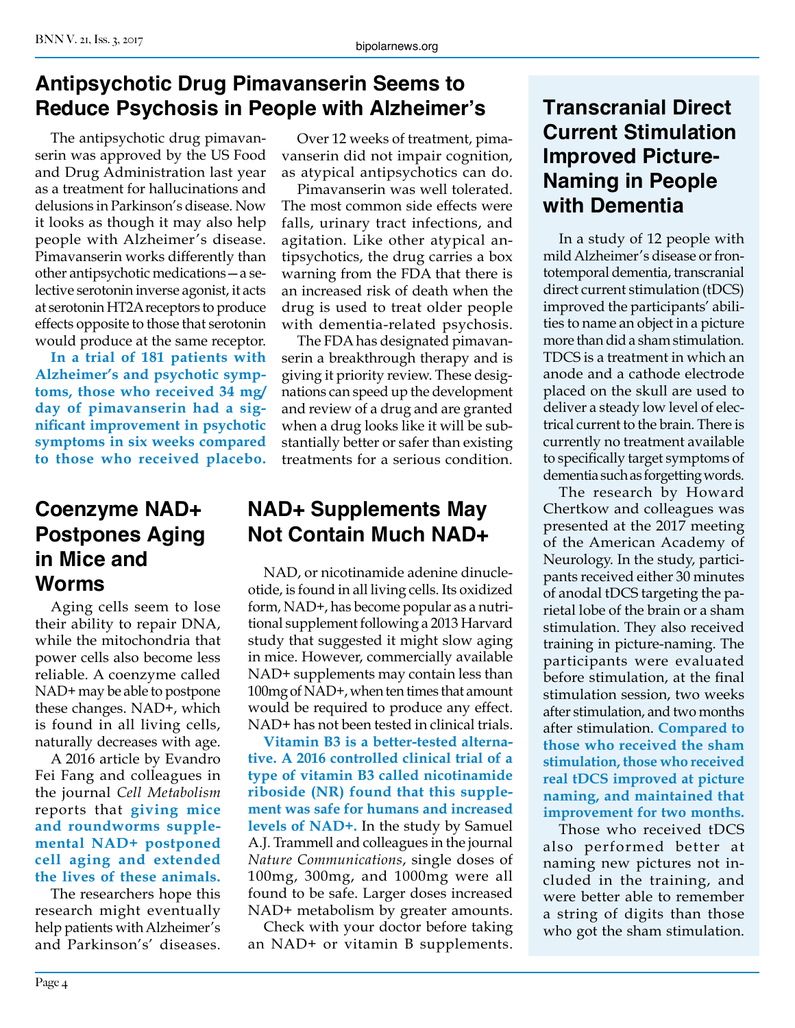## Antipsychotic Drug Pimavanserin Seems to Reduce Psychosis in People with Alzheimer's

The antipsychotic drug pimavanserin was approved by the US Food and Drug Administration last year as a treatment for hallucinations and delusions in Parkinson's disease. Now it looks as though it may also help people with Alzheimer's disease. Pimavanserin works differently than other antipsychotic medications—a selective serotonin inverse agonist, it acts at serotonin HT2A receptors to produce effects opposite to those that serotonin would produce at the same receptor.

**In a trial of 181 patients with Alzheimer's and psychotic symptoms, those who received 34 mg/day of pimavanserin had a significant improvement in psychotic symptoms in six weeks compared to those who received placebo.**

Over 12 weeks of treatment, pimavanserin did not impair cognition, as atypical antipsychotics can do.

Pimavanserin was well tolerated. The most common side effects were falls, urinary tract infections, and agitation. Like other atypical antipsychotics, the drug carries a box warning from the FDA that there is an increased risk of death when the drug is used to treat older people with dementia-related psychosis.

The FDA has designated pimavanserin a breakthrough therapy and is giving it priority review. These designations can speed up the development and review of a drug and are granted when a drug looks like it will be substantially better or safer than existing treatments for a serious condition.

## Coenzyme NAD+ Postpones Aging in Mice and Worms

Aging cells seem to lose their ability to repair DNA, while the mitochondria that power cells also become less reliable. A coenzyme called NAD+ may be able to postpone these changes. NAD+, which is found in all living cells, naturally decreases with age.

A 2016 article by Evandro Fei Fang and colleagues in the journal *Cell Metabolism* reports that **giving mice and roundworms supplemental NAD+ postponed cell aging and extended the lives of these animals.**

The researchers hope this research might eventually help patients with Alzheimer's and Parkinson's' diseases.

## NAD+ Supplements May Not Contain Much NAD+

NAD, or nicotinamide adenine dinucleotide, is found in all living cells. Its oxidized form, NAD+, has become popular as a nutritional supplement following a 2013 Harvard study that suggested it might slow aging in mice. However, commercially available NAD+ supplements may contain less than 100mg of NAD+, when ten times that amount would be required to produce any effect. NAD+ has not been tested in clinical trials.

**Vitamin B3 is a better-tested alternative. A 2016 controlled clinical trial of a type of vitamin B3 called nicotinamide riboside (NR) found that this supplement was safe for humans and increased levels of NAD+.** In the study by Samuel A.J. Trammell and colleagues in the journal *Nature Communications*, single doses of 100mg, 300mg, and 1000mg were all found to be safe. Larger doses increased NAD+ metabolism by greater amounts.

Check with your doctor before taking an NAD+ or vitamin B supplements.

## Transcranial Direct Current Stimulation Improved Picture-Naming in People with Dementia

In a study of 12 people with mild Alzheimer's disease or frontotemporal dementia, transcranial direct current stimulation (tDCS) improved the participants' abilities to name an object in a picture more than did a sham stimulation. TDCS is a treatment in which an anode and a cathode electrode placed on the skull are used to deliver a steady low level of electrical current to the brain. There is currently no treatment available to specifically target symptoms of dementia such as forgetting words.

The research by Howard Chertkow and colleagues was presented at the 2017 meeting of the American Academy of Neurology. In the study, participants received either 30 minutes of anodal tDCS targeting the parietal lobe of the brain or a sham stimulation. They also received training in picture-naming. The participants were evaluated before stimulation, at the final stimulation session, two weeks after stimulation, and two months after stimulation. **Compared to those who received the sham stimulation, those who received real tDCS improved at picture naming, and maintained that improvement for two months.**

Those who received tDCS also performed better at naming new pictures not included in the training, and were better able to remember a string of digits than those who got the sham stimulation.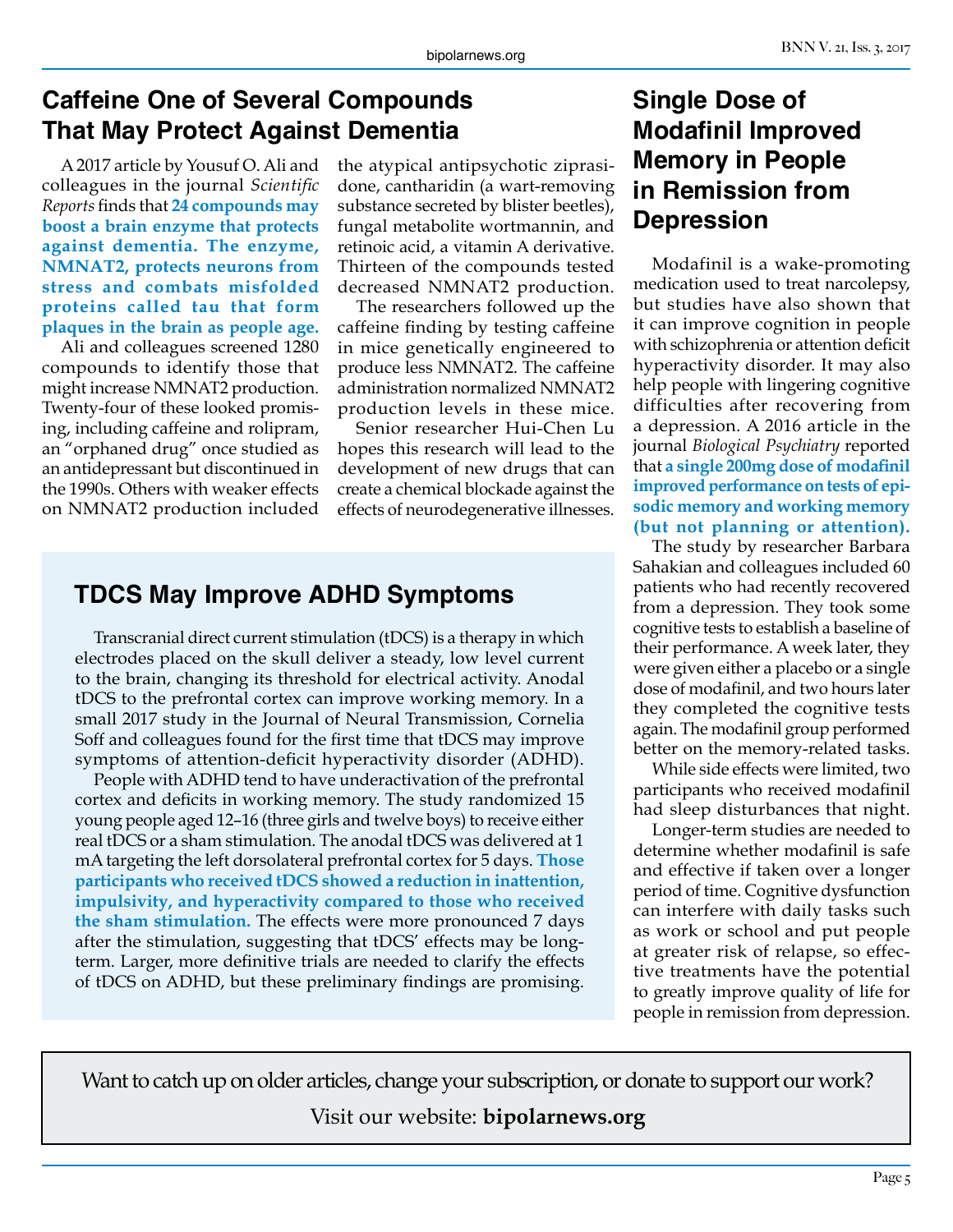## Caffeine One of Several Compounds That May Protect Against Dementia

A 2017 article by Yousuf O. Ali and colleagues in the journal *Scientific Reports* finds that **24 compounds may boost a brain enzyme that protects against dementia. The enzyme, NMNAT2, protects neurons from stress and combats misfolded proteins called tau that form plaques in the brain as people age.**

Ali and colleagues screened 1280 compounds to identify those that might increase NMNAT2 production. Twenty-four of these looked promising, including caffeine and rolipram, an "orphaned drug" once studied as an antidepressant but discontinued in the 1990s. Others with weaker effects on NMNAT2 production included the atypical antipsychotic ziprasidone, cantharidin (a wart-removing substance secreted by blister beetles), fungal metabolite wortmannin, and retinoic acid, a vitamin A derivative. Thirteen of the compounds tested decreased NMNAT2 production.

The researchers followed up the caffeine finding by testing caffeine in mice genetically engineered to produce less NMNAT2. The caffeine administration normalized NMNAT2 production levels in these mice.

Senior researcher Hui-Chen Lu hopes this research will lead to the development of new drugs that can create a chemical blockade against the effects of neurodegenerative illnesses.

## TDCS May Improve ADHD Symptoms

Transcranial direct current stimulation (tDCS) is a therapy in which electrodes placed on the skull deliver a steady, low level current to the brain, changing its threshold for electrical activity. Anodal tDCS to the prefrontal cortex can improve working memory. In a small 2017 study in the Journal of Neural Transmission, Cornelia Soff and colleagues found for the first time that tDCS may improve symptoms of attention-deficit hyperactivity disorder (ADHD).

People with ADHD tend to have underactivation of the prefrontal cortex and deficits in working memory. The study randomized 15 young people aged 12–16 (three girls and twelve boys) to receive either real tDCS or a sham stimulation. The anodal tDCS was delivered at 1 mA targeting the left dorsolateral prefrontal cortex for 5 days. **Those participants who received tDCS showed a reduction in inattention, impulsivity, and hyperactivity compared to those who received the sham stimulation.** The effects were more pronounced 7 days after the stimulation, suggesting that tDCS' effects may be long-term. Larger, more definitive trials are needed to clarify the effects of tDCS on ADHD, but these preliminary findings are promising.

## Single Dose of Modafinil Improved Memory in People in Remission from Depression

Modafinil is a wake-promoting medication used to treat narcolepsy, but studies have also shown that it can improve cognition in people with schizophrenia or attention deficit hyperactivity disorder. It may also help people with lingering cognitive difficulties after recovering from a depression. A 2016 article in the journal *Biological Psychiatry* reported that **a single 200mg dose of modafinil improved performance on tests of episodic memory and working memory (but not planning or attention).**

The study by researcher Barbara Sahakian and colleagues included 60 patients who had recently recovered from a depression. They took some cognitive tests to establish a baseline of their performance. A week later, they were given either a placebo or a single dose of modafinil, and two hours later they completed the cognitive tests again. The modafinil group performed better on the memory-related tasks.

While side effects were limited, two participants who received modafinil had sleep disturbances that night.

Longer-term studies are needed to determine whether modafinil is safe and effective if taken over a longer period of time. Cognitive dysfunction can interfere with daily tasks such as work or school and put people at greater risk of relapse, so effective treatments have the potential to greatly improve quality of life for people in remission from depression.

Want to catch up on older articles, change your subscription, or donate to support our work?

Visit our website: **bipolarnews.org**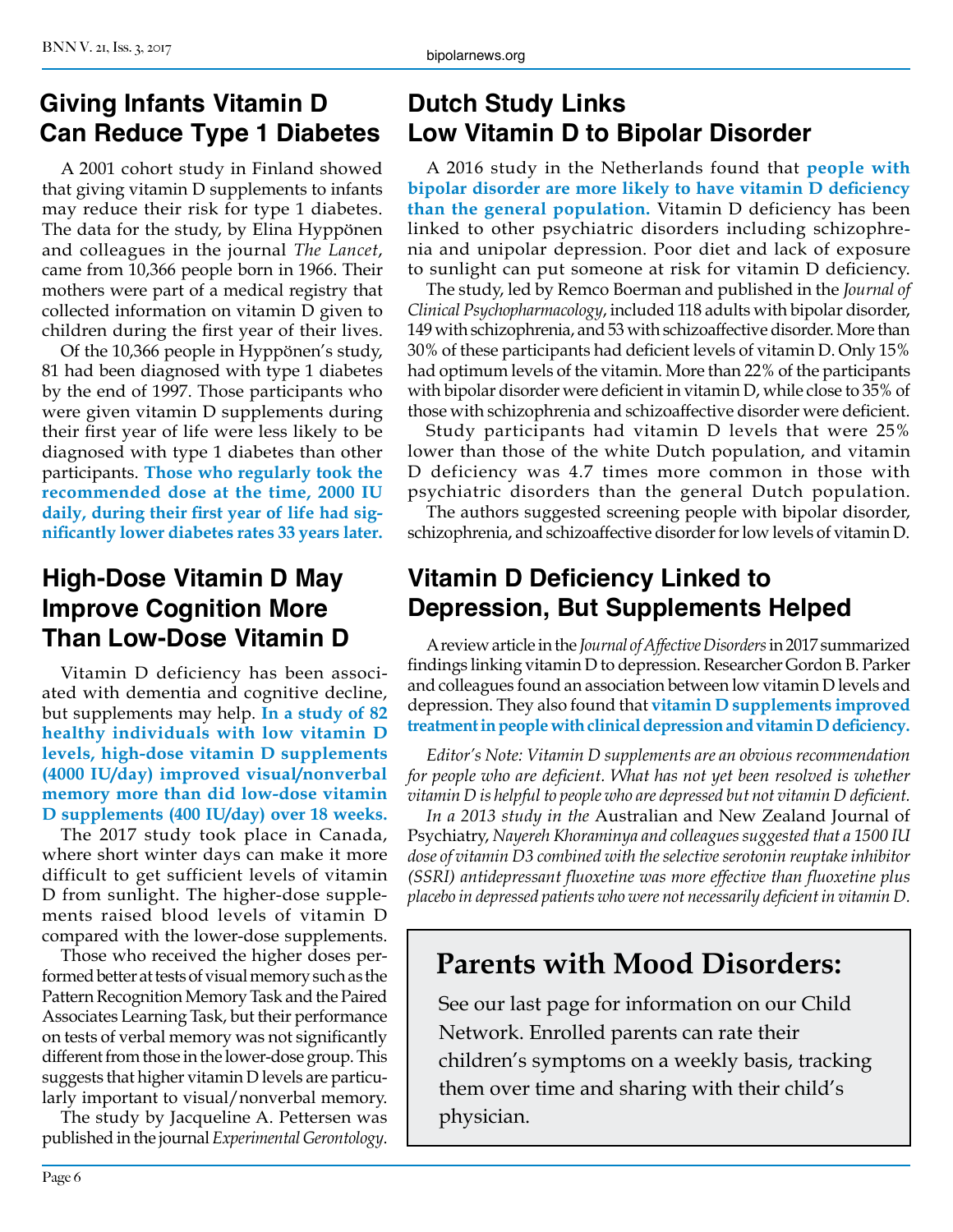## Giving Infants Vitamin D Can Reduce Type 1 Diabetes

A 2001 cohort study in Finland showed that giving vitamin D supplements to infants may reduce their risk for type 1 diabetes. The data for the study, by Elina Hyppönen and colleagues in the journal *The Lancet*, came from 10,366 people born in 1966. Their mothers were part of a medical registry that collected information on vitamin D given to children during the first year of their lives.

Of the 10,366 people in Hyppönen's study, 81 had been diagnosed with type 1 diabetes by the end of 1997. Those participants who were given vitamin D supplements during their first year of life were less likely to be diagnosed with type 1 diabetes than other participants. **Those who regularly took the recommended dose at the time, 2000 IU daily, during their first year of life had significantly lower diabetes rates 33 years later.**

## High-Dose Vitamin D May Improve Cognition More Than Low-Dose Vitamin D

Vitamin D deficiency has been associated with dementia and cognitive decline, but supplements may help. **In a study of 82 healthy individuals with low vitamin D levels, high-dose vitamin D supplements (4000 IU/day) improved visual/nonverbal memory more than did low-dose vitamin D supplements (400 IU/day) over 18 weeks.**

The 2017 study took place in Canada, where short winter days can make it more difficult to get sufficient levels of vitamin D from sunlight. The higher-dose supplements raised blood levels of vitamin D compared with the lower-dose supplements.

Those who received the higher doses performed better at tests of visual memory such as the Pattern Recognition Memory Task and the Paired Associates Learning Task, but their performance on tests of verbal memory was not significantly different from those in the lower-dose group. This suggests that higher vitamin D levels are particularly important to visual/nonverbal memory.

The study by Jacqueline A. Pettersen was published in the journal *Experimental Gerontology*.

## Dutch Study Links Low Vitamin D to Bipolar Disorder

A 2016 study in the Netherlands found that **people with bipolar disorder are more likely to have vitamin D deficiency than the general population.** Vitamin D deficiency has been linked to other psychiatric disorders including schizophrenia and unipolar depression. Poor diet and lack of exposure to sunlight can put someone at risk for vitamin D deficiency.

The study, led by Remco Boerman and published in the *Journal of Clinical Psychopharmacology*, included 118 adults with bipolar disorder, 149 with schizophrenia, and 53 with schizoaffective disorder. More than 30% of these participants had deficient levels of vitamin D. Only 15% had optimum levels of the vitamin. More than 22% of the participants with bipolar disorder were deficient in vitamin D, while close to 35% of those with schizophrenia and schizoaffective disorder were deficient.

Study participants had vitamin D levels that were 25% lower than those of the white Dutch population, and vitamin D deficiency was 4.7 times more common in those with psychiatric disorders than the general Dutch population.

The authors suggested screening people with bipolar disorder, schizophrenia, and schizoaffective disorder for low levels of vitamin D.

## Vitamin D Deficiency Linked to Depression, But Supplements Helped

A review article in the *Journal of Affective Disorders* in 2017 summarized findings linking vitamin D to depression. Researcher Gordon B. Parker and colleagues found an association between low vitamin D levels and depression. They also found that **vitamin D supplements improved treatment in people with clinical depression and vitamin D deficiency.**

*Editor's Note: Vitamin D supplements are an obvious recommendation for people who are deficient. What has not yet been resolved is whether vitamin D is helpful to people who are depressed but not vitamin D deficient.*

*In a 2013 study in the* Australian and New Zealand Journal of Psychiatry, *Nayereh Khoraminya and colleagues suggested that a 1500 IU dose of vitamin D3 combined with the selective serotonin reuptake inhibitor (SSRI) antidepressant fluoxetine was more effective than fluoxetine plus placebo in depressed patients who were not necessarily deficient in vitamin D.*

### Parents with Mood Disorders:

See our last page for information on our Child Network. Enrolled parents can rate their children's symptoms on a weekly basis, tracking them over time and sharing with their child's physician.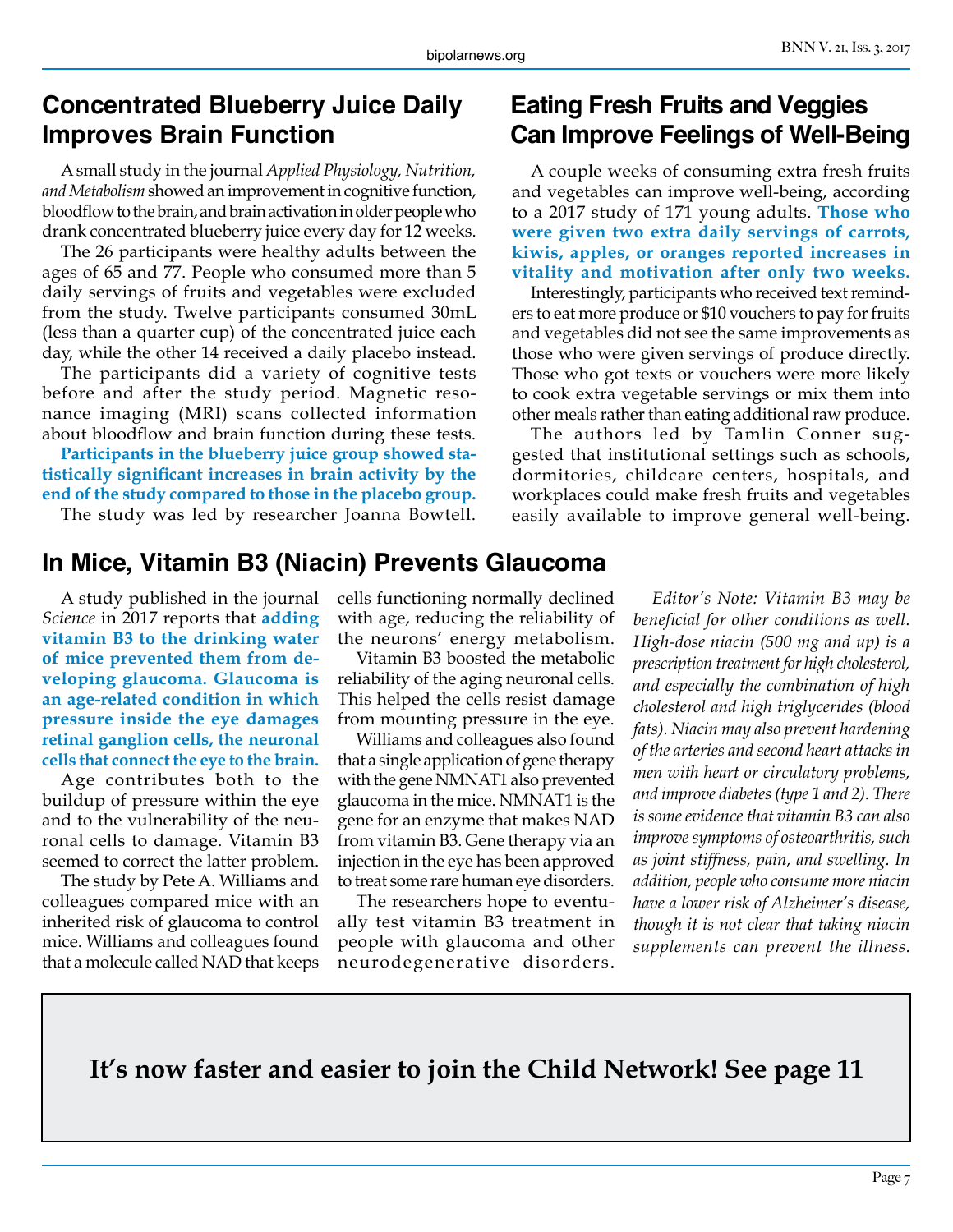## Concentrated Blueberry Juice Daily Improves Brain Function

A small study in the journal *Applied Physiology, Nutrition, and Metabolism* showed an improvement in cognitive function, bloodflow to the brain, and brain activation in older people who drank concentrated blueberry juice every day for 12 weeks.

The 26 participants were healthy adults between the ages of 65 and 77. People who consumed more than 5 daily servings of fruits and vegetables were excluded from the study. Twelve participants consumed 30mL (less than a quarter cup) of the concentrated juice each day, while the other 14 received a daily placebo instead.

The participants did a variety of cognitive tests before and after the study period. Magnetic resonance imaging (MRI) scans collected information about bloodflow and brain function during these tests.

**Participants in the blueberry juice group showed statistically significant increases in brain activity by the end of the study compared to those in the placebo group.**

The study was led by researcher Joanna Bowtell.

## Eating Fresh Fruits and Veggies Can Improve Feelings of Well-Being

A couple weeks of consuming extra fresh fruits and vegetables can improve well-being, according to a 2017 study of 171 young adults. **Those who were given two extra daily servings of carrots, kiwis, apples, or oranges reported increases in vitality and motivation after only two weeks.**

Interestingly, participants who received text reminders to eat more produce or $10 vouchers to pay for fruits and vegetables did not see the same improvements as those who were given servings of produce directly. Those who got texts or vouchers were more likely to cook extra vegetable servings or mix them into other meals rather than eating additional raw produce.

The authors led by Tamlin Conner suggested that institutional settings such as schools, dormitories, childcare centers, hospitals, and workplaces could make fresh fruits and vegetables easily available to improve general well-being.

## In Mice, Vitamin B3 (Niacin) Prevents Glaucoma

A study published in the journal *Science* in 2017 reports that **adding vitamin B3 to the drinking water of mice prevented them from developing glaucoma. Glaucoma is an age-related condition in which pressure inside the eye damages retinal ganglion cells, the neuronal cells that connect the eye to the brain.**

Age contributes both to the buildup of pressure within the eye and to the vulnerability of the neuronal cells to damage. Vitamin B3 seemed to correct the latter problem.

The study by Pete A. Williams and colleagues compared mice with an inherited risk of glaucoma to control mice. Williams and colleagues found that a molecule called NAD that keeps cells functioning normally declined with age, reducing the reliability of the neurons' energy metabolism.

Vitamin B3 boosted the metabolic reliability of the aging neuronal cells. This helped the cells resist damage from mounting pressure in the eye.

Williams and colleagues also found that a single application of gene therapy with the gene NMNAT1 also prevented glaucoma in the mice. NMNAT1 is the gene for an enzyme that makes NAD from vitamin B3. Gene therapy via an injection in the eye has been approved to treat some rare human eye disorders.

The researchers hope to eventually test vitamin B3 treatment in people with glaucoma and other neurodegenerative disorders.

*Editor's Note: Vitamin B3 may be beneficial for other conditions as well. High-dose niacin (500 mg and up) is a prescription treatment for high cholesterol, and especially the combination of high cholesterol and high triglycerides (blood fats). Niacin may also prevent hardening of the arteries and second heart attacks in men with heart or circulatory problems, and improve diabetes (type 1 and 2). There is some evidence that vitamin B3 can also improve symptoms of osteoarthritis, such as joint stiffness, pain, and swelling. In addition, people who consume more niacin have a lower risk of Alzheimer's disease, though it is not clear that taking niacin supplements can prevent the illness.*

**It's now faster and easier to join the Child Network! See page 11**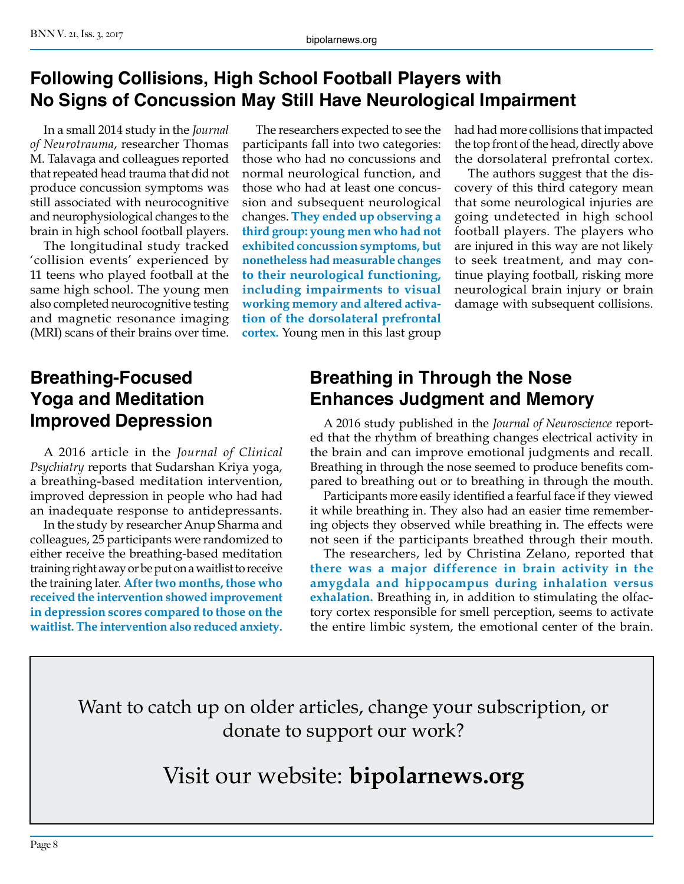## Following Collisions, High School Football Players with No Signs of Concussion May Still Have Neurological Impairment

In a small 2014 study in the *Journal of Neurotrauma*, researcher Thomas M. Talavaga and colleagues reported that repeated head trauma that did not produce concussion symptoms was still associated with neurocognitive and neurophysiological changes to the brain in high school football players.

The longitudinal study tracked 'collision events' experienced by 11 teens who played football at the same high school. The young men also completed neurocognitive testing and magnetic resonance imaging (MRI) scans of their brains over time.

The researchers expected to see the participants fall into two categories: those who had no concussions and normal neurological function, and those who had at least one concussion and subsequent neurological changes. **They ended up observing a third group: young men who had not exhibited concussion symptoms, but nonetheless had measurable changes to their neurological functioning, including impairments to visual working memory and altered activation of the dorsolateral prefrontal cortex.** Young men in this last group had had more collisions that impacted the top front of the head, directly above the dorsolateral prefrontal cortex.

The authors suggest that the discovery of this third category mean that some neurological injuries are going undetected in high school football players. The players who are injured in this way are not likely to seek treatment, and may continue playing football, risking more neurological brain injury or brain damage with subsequent collisions.

## Breathing-Focused Yoga and Meditation Improved Depression

A 2016 article in the *Journal of Clinical Psychiatry* reports that Sudarshan Kriya yoga, a breathing-based meditation intervention, improved depression in people who had had an inadequate response to antidepressants.

In the study by researcher Anup Sharma and colleagues, 25 participants were randomized to either receive the breathing-based meditation training right away or be put on a waitlist to receive the training later. **After two months, those who received the intervention showed improvement in depression scores compared to those on the waitlist. The intervention also reduced anxiety.**

## Breathing in Through the Nose Enhances Judgment and Memory

A 2016 study published in the *Journal of Neuroscience* reported that the rhythm of breathing changes electrical activity in the brain and can improve emotional judgments and recall. Breathing in through the nose seemed to produce benefits compared to breathing out or to breathing in through the mouth.

Participants more easily identified a fearful face if they viewed it while breathing in. They also had an easier time remembering objects they observed while breathing in. The effects were not seen if the participants breathed through their mouth.

The researchers, led by Christina Zelano, reported that **there was a major difference in brain activity in the amygdala and hippocampus during inhalation versus exhalation.** Breathing in, in addition to stimulating the olfactory cortex responsible for smell perception, seems to activate the entire limbic system, the emotional center of the brain.

Want to catch up on older articles, change your subscription, or donate to support our work?

Visit our website: **bipolarnews.org**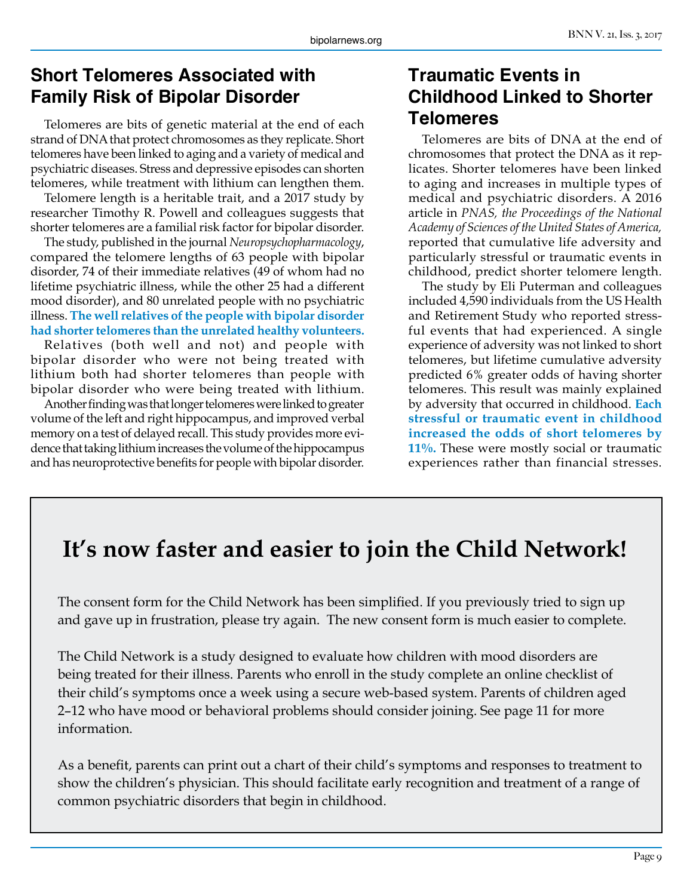## Short Telomeres Associated with Family Risk of Bipolar Disorder

Telomeres are bits of genetic material at the end of each strand of DNA that protect chromosomes as they replicate. Short telomeres have been linked to aging and a variety of medical and psychiatric diseases. Stress and depressive episodes can shorten telomeres, while treatment with lithium can lengthen them.

Telomere length is a heritable trait, and a 2017 study by researcher Timothy R. Powell and colleagues suggests that shorter telomeres are a familial risk factor for bipolar disorder.

The study, published in the journal *Neuropsychopharmacology*, compared the telomere lengths of 63 people with bipolar disorder, 74 of their immediate relatives (49 of whom had no lifetime psychiatric illness, while the other 25 had a different mood disorder), and 80 unrelated people with no psychiatric illness. **The well relatives of the people with bipolar disorder had shorter telomeres than the unrelated healthy volunteers.**

Relatives (both well and not) and people with bipolar disorder who were not being treated with lithium both had shorter telomeres than people with bipolar disorder who were being treated with lithium.

Another finding was that longer telomeres were linked to greater volume of the left and right hippocampus, and improved verbal memory on a test of delayed recall. This study provides more evidence that taking lithium increases the volume of the hippocampus and has neuroprotective benefits for people with bipolar disorder.

## Traumatic Events in Childhood Linked to Shorter Telomeres

Telomeres are bits of DNA at the end of chromosomes that protect the DNA as it replicates. Shorter telomeres have been linked to aging and increases in multiple types of medical and psychiatric disorders. A 2016 article in *PNAS, the Proceedings of the National Academy of Sciences of the United States of America,* reported that cumulative life adversity and particularly stressful or traumatic events in childhood, predict shorter telomere length.

The study by Eli Puterman and colleagues included 4,590 individuals from the US Health and Retirement Study who reported stressful events that had experienced. A single experience of adversity was not linked to short telomeres, but lifetime cumulative adversity predicted 6% greater odds of having shorter telomeres. This result was mainly explained by adversity that occurred in childhood. **Each stressful or traumatic event in childhood increased the odds of short telomeres by 11%.** These were mostly social or traumatic experiences rather than financial stresses.

## It's now faster and easier to join the Child Network!

The consent form for the Child Network has been simplified. If you previously tried to sign up and gave up in frustration, please try again. The new consent form is much easier to complete.

The Child Network is a study designed to evaluate how children with mood disorders are being treated for their illness. Parents who enroll in the study complete an online checklist of their child's symptoms once a week using a secure web-based system. Parents of children aged 2–12 who have mood or behavioral problems should consider joining. See page 11 for more information.

As a benefit, parents can print out a chart of their child's symptoms and responses to treatment to show the children's physician. This should facilitate early recognition and treatment of a range of common psychiatric disorders that begin in childhood.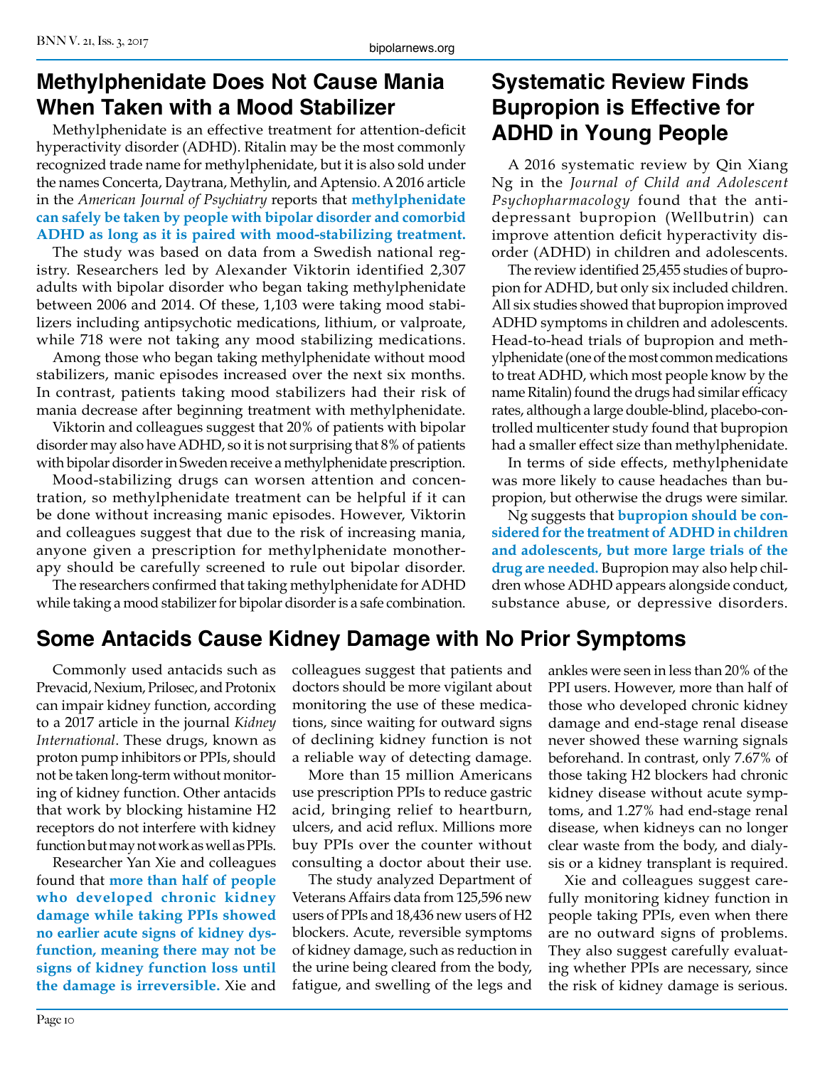## Methylphenidate Does Not Cause Mania When Taken with a Mood Stabilizer

Methylphenidate is an effective treatment for attention-deficit hyperactivity disorder (ADHD). Ritalin may be the most commonly recognized trade name for methylphenidate, but it is also sold under the names Concerta, Daytrana, Methylin, and Aptensio. A 2016 article in the *American Journal of Psychiatry* reports that **methylphenidate can safely be taken by people with bipolar disorder and comorbid ADHD as long as it is paired with mood-stabilizing treatment.**

The study was based on data from a Swedish national registry. Researchers led by Alexander Viktorin identified 2,307 adults with bipolar disorder who began taking methylphenidate between 2006 and 2014. Of these, 1,103 were taking mood stabilizers including antipsychotic medications, lithium, or valproate, while 718 were not taking any mood stabilizing medications.

Among those who began taking methylphenidate without mood stabilizers, manic episodes increased over the next six months. In contrast, patients taking mood stabilizers had their risk of mania decrease after beginning treatment with methylphenidate.

Viktorin and colleagues suggest that 20% of patients with bipolar disorder may also have ADHD, so it is not surprising that 8% of patients with bipolar disorder in Sweden receive a methylphenidate prescription.

Mood-stabilizing drugs can worsen attention and concentration, so methylphenidate treatment can be helpful if it can be done without increasing manic episodes. However, Viktorin and colleagues suggest that due to the risk of increasing mania, anyone given a prescription for methylphenidate monotherapy should be carefully screened to rule out bipolar disorder.

The researchers confirmed that taking methylphenidate for ADHD while taking a mood stabilizer for bipolar disorder is a safe combination.

## Systematic Review Finds Bupropion is Effective for ADHD in Young People

A 2016 systematic review by Qin Xiang Ng in the *Journal of Child and Adolescent Psychopharmacology* found that the antidepressant bupropion (Wellbutrin) can improve attention deficit hyperactivity disorder (ADHD) in children and adolescents.

The review identified 25,455 studies of bupropion for ADHD, but only six included children. All six studies showed that bupropion improved ADHD symptoms in children and adolescents. Head-to-head trials of bupropion and methylphenidate (one of the most common medications to treat ADHD, which most people know by the name Ritalin) found the drugs had similar efficacy rates, although a large double-blind, placebo-controlled multicenter study found that bupropion had a smaller effect size than methylphenidate.

In terms of side effects, methylphenidate was more likely to cause headaches than bupropion, but otherwise the drugs were similar.

Ng suggests that **bupropion should be considered for the treatment of ADHD in children and adolescents, but more large trials of the drug are needed.** Bupropion may also help children whose ADHD appears alongside conduct, substance abuse, or depressive disorders.

## Some Antacids Cause Kidney Damage with No Prior Symptoms

Commonly used antacids such as Prevacid, Nexium, Prilosec, and Protonix can impair kidney function, according to a 2017 article in the journal *Kidney International*. These drugs, known as proton pump inhibitors or PPIs, should not be taken long-term without monitoring of kidney function. Other antacids that work by blocking histamine H2 receptors do not interfere with kidney function but may not work as well as PPIs.

Researcher Yan Xie and colleagues found that **more than half of people who developed chronic kidney damage while taking PPIs showed no earlier acute signs of kidney dysfunction, meaning there may not be signs of kidney function loss until the damage is irreversible.** Xie and colleagues suggest that patients and doctors should be more vigilant about monitoring the use of these medications, since waiting for outward signs of declining kidney function is not a reliable way of detecting damage.

More than 15 million Americans use prescription PPIs to reduce gastric acid, bringing relief to heartburn, ulcers, and acid reflux. Millions more buy PPIs over the counter without consulting a doctor about their use.

The study analyzed Department of Veterans Affairs data from 125,596 new users of PPIs and 18,436 new users of H2 blockers. Acute, reversible symptoms of kidney damage, such as reduction in the urine being cleared from the body, fatigue, and swelling of the legs and ankles were seen in less than 20% of the PPI users. However, more than half of those who developed chronic kidney damage and end-stage renal disease never showed these warning signals beforehand. In contrast, only 7.67% of those taking H2 blockers had chronic kidney disease without acute symptoms, and 1.27% had end-stage renal disease, when kidneys can no longer clear waste from the body, and dialysis or a kidney transplant is required.

Xie and colleagues suggest carefully monitoring kidney function in people taking PPIs, even when there are no outward signs of problems. They also suggest carefully evaluating whether PPIs are necessary, since the risk of kidney damage is serious.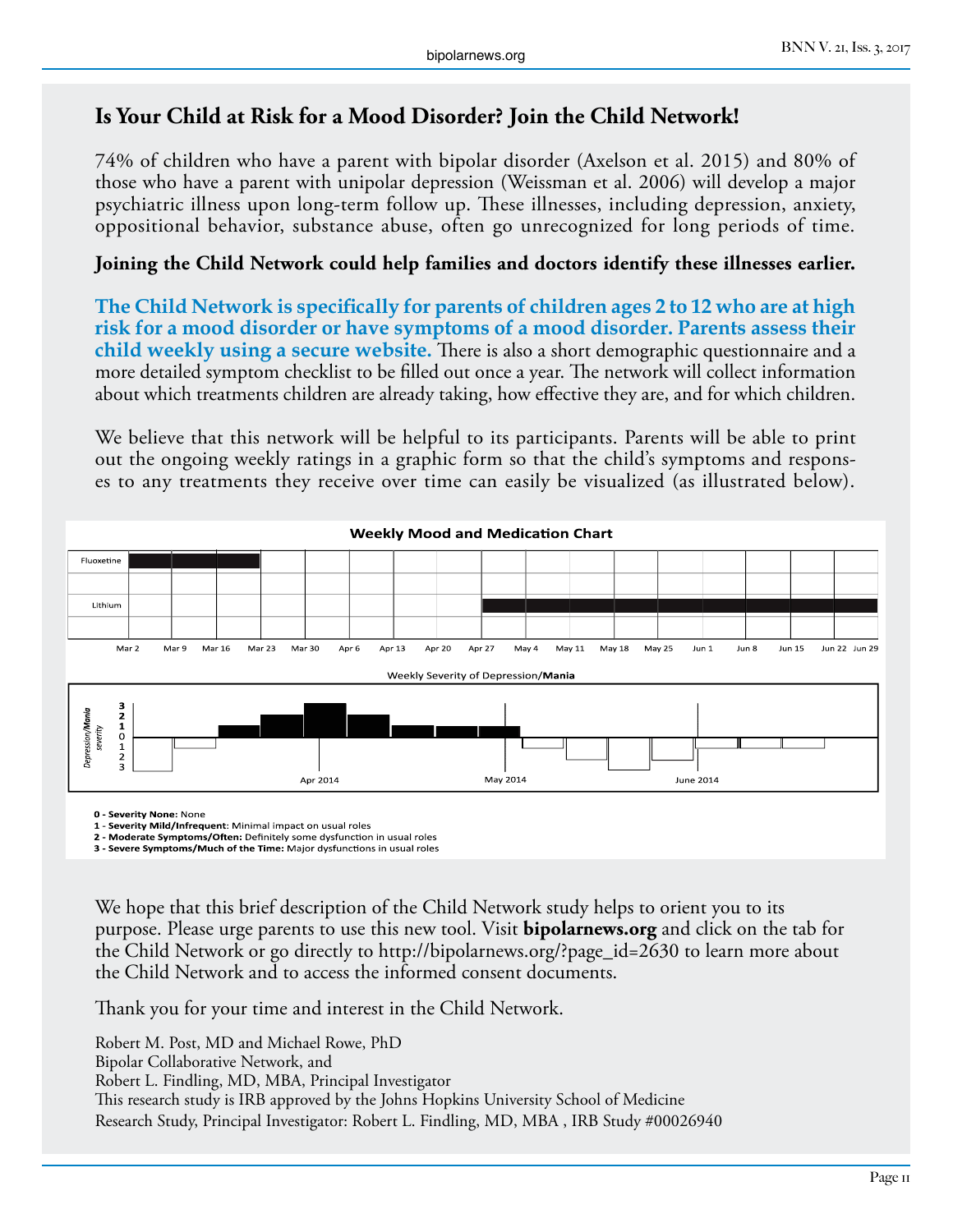## Is Your Child at Risk for a Mood Disorder? Join the Child Network!

74% of children who have a parent with bipolar disorder (Axelson et al. 2015) and 80% of those who have a parent with unipolar depression (Weissman et al. 2006) will develop a major psychiatric illness upon long-term follow up. These illnesses, including depression, anxiety, oppositional behavior, substance abuse, often go unrecognized for long periods of time.

**Joining the Child Network could help families and doctors identify these illnesses earlier.**

**The Child Network is specifically for parents of children ages 2 to 12 who are at high risk for a mood disorder or have symptoms of a mood disorder. Parents assess their child weekly using a secure website.** There is also a short demographic questionnaire and a more detailed symptom checklist to be filled out once a year. The network will collect information about which treatments children are already taking, how effective they are, and for which children.

We believe that this network will be helpful to its participants. Parents will be able to print out the ongoing weekly ratings in a graphic form so that the child's symptoms and responses to any treatments they receive over time can easily be visualized (as illustrated below).

**Weekly Mood and Medication Chart**

Fluoxetine; Lithium

Mar 2, Mar 9, Mar 16, Mar 23, Mar 30, Apr 6, Apr 13, Apr 20, Apr 27, May 4, May 11, May 18, May 25, Jun 1, Jun 8, Jun 15, Jun 22, Jun 29

Weekly Severity of Depression/**Mania**

*Depression/**Mania** severity*: 3, 2, 1, 0, 1, 2, 3

Apr 2014, May 2014, June 2014

**0 - Severity None:** None
**1 - Severity Mild/Infrequent**: Minimal impact on usual roles
**2 - Moderate Symptoms/Often:** Definitely some dysfunction in usual roles
**3 - Severe Symptoms/Much of the Time:** Major dysfunctions in usual roles

We hope that this brief description of the Child Network study helps to orient you to its purpose. Please urge parents to use this new tool. Visit **bipolarnews.org** and click on the tab for the Child Network or go directly to http://bipolarnews.org/?page_id=2630 to learn more about the Child Network and to access the informed consent documents.

Thank you for your time and interest in the Child Network.

Robert M. Post, MD and Michael Rowe, PhD
Bipolar Collaborative Network, and
Robert L. Findling, MD, MBA, Principal Investigator
This research study is IRB approved by the Johns Hopkins University School of Medicine
Research Study, Principal Investigator: Robert L. Findling, MD, MBA , IRB Study #00026940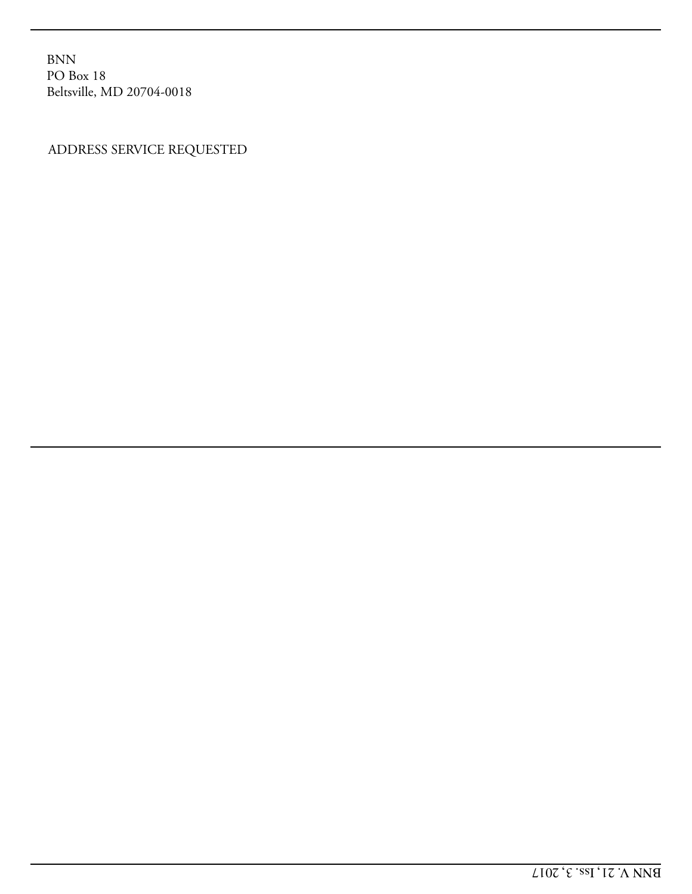BNN
PO Box 18
Beltsville, MD 20704-0018

ADDRESS SERVICE REQUESTED